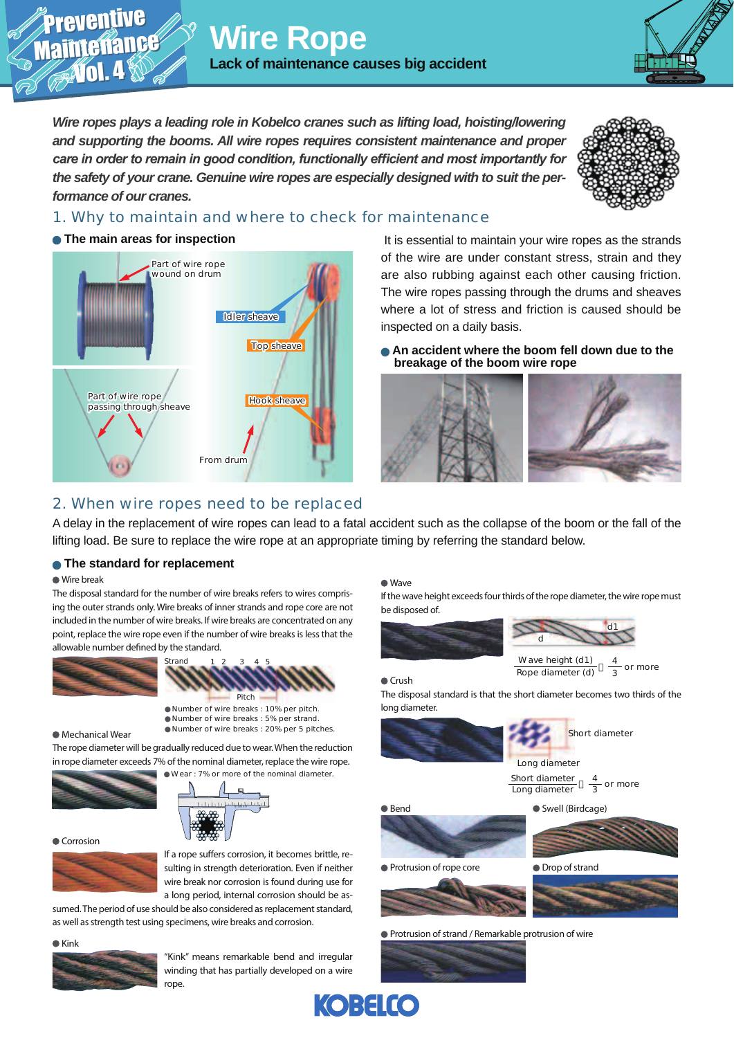Preventive Maintenance Vol. 4

# Wire Rope

**Lack of maintenance causes big accident**

*Wire ropes plays a leading role in Kobelco cranes such as lifting load, hoisting/lowering and supporting the booms. All wire ropes requires consistent maintenance and proper care in order to remain in good condition, functionally efficient and most importantly for the safety of your crane. Genuine wire ropes are especially designed with to suit the performance of our cranes.*

## 1. Why to maintain and where to check for maintenance

### The main areas for inspection

Part of wire rope wound on drum

Idler sheave

Top sheave

Part of wire rope passing through sheave

Hook sheave

From drum

It is essential to maintain your wire ropes as the strands of the wire are under constant stress, strain and they are also rubbing against each other causing friction. The wire ropes passing through the drums and sheaves where a lot of stress and friction is caused should be inspected on a daily basis.

### An accident where the boom fell down due to the breakage of the boom wire rope

## 2. When wire ropes need to be replaced

A delay in the replacement of wire ropes can lead to a fatal accident such as the collapse of the boom or the fall of the lifting load. Be sure to replace the wire rope at an appropriate timing by referring the standard below.

### The standard for replacement

**Wire break**

The disposal standard for the number of wire breaks refers to wires comprising the outer strands only. Wire breaks of inner strands and rope core are not included in the number of wire breaks. If wire breaks are concentrated on any point, replace the wire rope even if the number of wire breaks is less than the allowable number defined by the standard.

Strand 1 2 3 4 5

Pitch

- Number of wire breaks : 10% per pitch.
- Number of wire breaks : 5% per strand.
- Number of wire breaks : 20% per 5 pitches.

**Mechanical Wear**

The rope diameter will be gradually reduced due to wear. When the reduction in rope diameter exceeds 7% of the nominal diameter, replace the wire rope.

- Wear : 7% or more of the nominal diameter.

**Corrosion**

If a rope suffers corrosion, it becomes brittle, resulting in strength deterioration. Even if neither wire break nor corrosion is found during use for a long period, internal corrosion should be assumed. The period of use should be also considered as replacement standard, as well as strength test using specimens, wire breaks and corrosion.

**Kink**

"Kink" means remarkable bend and irregular winding that has partially developed on a wire rope.

**Wave**

If the wave height exceeds four thirds of the rope diameter, the wire rope must be disposed of.

$$\frac{\text{Wave height (d1)}}{\text{Rope diameter (d)}} \geq \frac{4}{3} \text{ or more}$$

**Crush**

The disposal standard is that the short diameter becomes two thirds of the long diameter.

Short diameter

Long diameter

$$\frac{\text{Short diameter}}{\text{Long diameter}} \leq \frac{4}{3} \text{ or more}$$

**Bend**

**Swell (Birdcage)**

**Protrusion of rope core**

**Drop of strand**

**Protrusion of strand / Remarkable protrusion of wire**

KOBELCO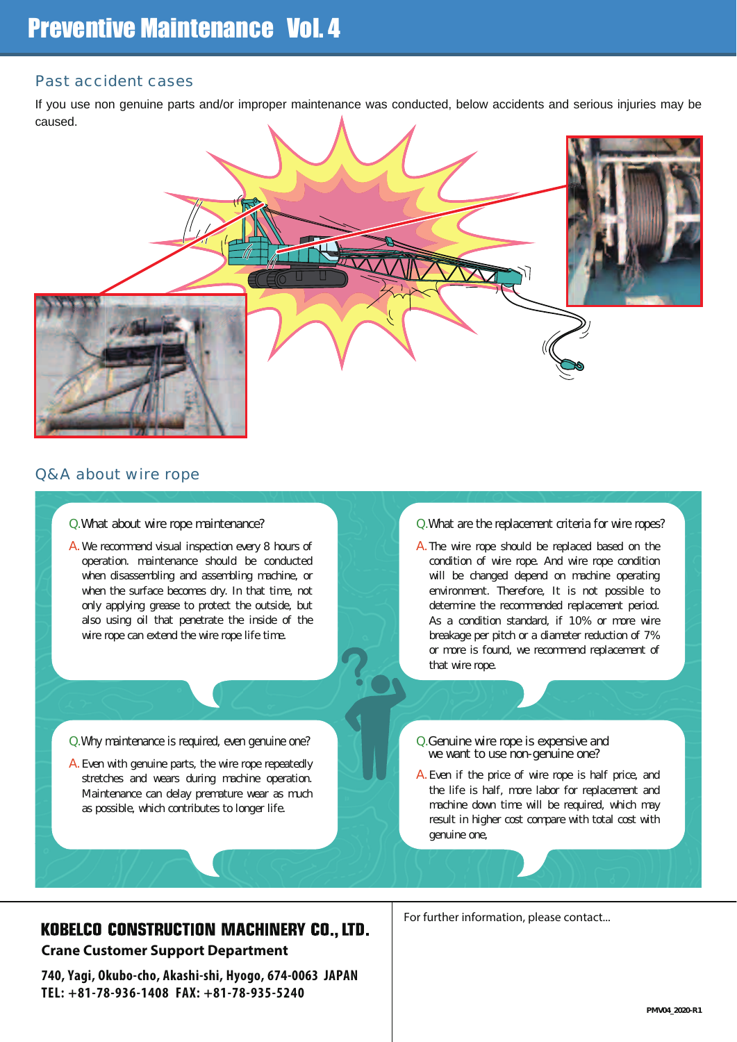# Preventive Maintenance Vol. 4

## Past accident cases

If you use non genuine parts and/or improper maintenance was conducted, below accidents and serious injuries may be caused.

## Q&A about wire rope

**Q.** What about wire rope maintenance?

**A.** We recommend visual inspection every 8 hours of operation. maintenance should be conducted when disassembling and assembling machine, or when the surface becomes dry. In that time, not only applying grease to protect the outside, but also using oil that penetrate the inside of the wire rope can extend the wire rope life time.

**Q.** What are the replacement criteria for wire ropes?

**A.** The wire rope should be replaced based on the condition of wire rope. And wire rope condition will be changed depend on machine operating environment. Therefore, It is not possible to determine the recommended replacement period. As a condition standard, if 10% or more wire breakage per pitch or a diameter reduction of 7% or more is found, we recommend replacement of that wire rope.

**Q.** Why maintenance is required, even genuine one?

**A.** Even with genuine parts, the wire rope repeatedly stretches and wears during machine operation. Maintenance can delay premature wear as much as possible, which contributes to longer life.

**Q.** Genuine wire rope is expensive and we want to use non-genuine one?

**A.** Even if the price of wire rope is half price, and the life is half, more labor for replacement and machine down time will be required, which may result in higher cost compare with total cost with genuine one,

---

**KOBELCO CONSTRUCTION MACHINERY CO., LTD.**
**Crane Customer Support Department**

740, Yagi, Okubo-cho, Akashi-shi, Hyogo, 674-0063 JAPAN
TEL: +81-78-936-1408 FAX: +81-78-935-5240

For further information, please contact...

PMV04_2020-R1